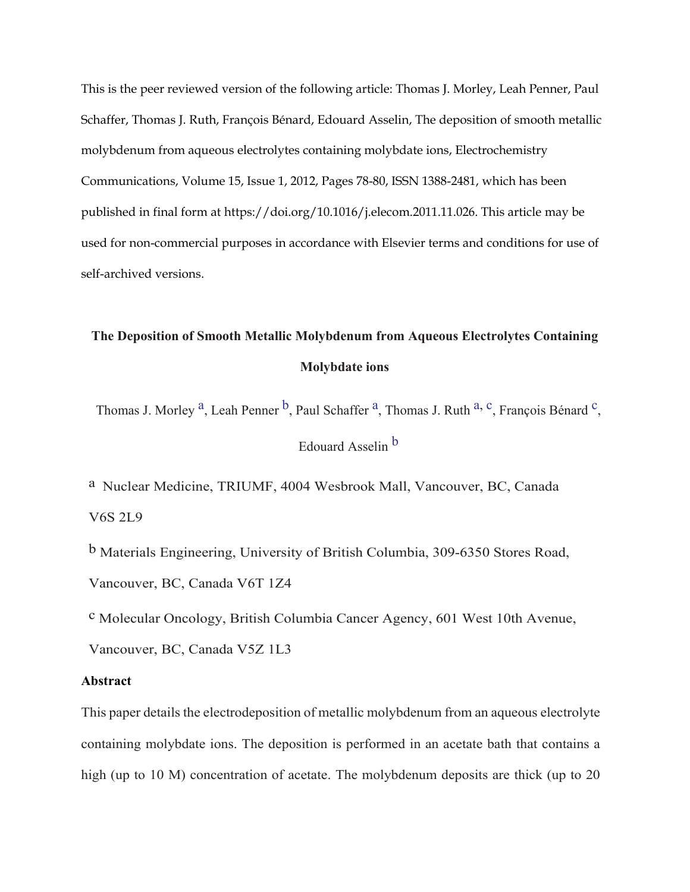This is the peer reviewed version of the following article: Thomas J. Morley, Leah Penner, Paul Schaffer, Thomas J. Ruth, François Bénard, Edouard Asselin, The deposition of smooth metallic molybdenum from aqueous electrolytes containing molybdate ions, Electrochemistry Communications, Volume 15, Issue 1, 2012, Pages 78-80, ISSN 1388-2481, which has been published in final form at https://doi.org/10.1016/j.elecom.2011.11.026. This article may be used for non-commercial purposes in accordance with Elsevier terms and conditions for use of self-archived versions.

# The Deposition of Smooth Metallic Molybdenum from Aqueous Electrolytes Containing Molybdate ions

Thomas J. Morley [a], Leah Penner [b], Paul Schaffer [a], Thomas J. Ruth [a, c], François Bénard [c], Edouard Asselin [b]

[a] Nuclear Medicine, TRIUMF, 4004 Wesbrook Mall, Vancouver, BC, Canada V6S 2L9

[b] Materials Engineering, University of British Columbia, 309-6350 Stores Road, Vancouver, BC, Canada V6T 1Z4

[c] Molecular Oncology, British Columbia Cancer Agency, 601 West 10th Avenue, Vancouver, BC, Canada V5Z 1L3

## Abstract

This paper details the electrodeposition of metallic molybdenum from an aqueous electrolyte containing molybdate ions. The deposition is performed in an acetate bath that contains a high (up to 10 M) concentration of acetate. The molybdenum deposits are thick (up to 20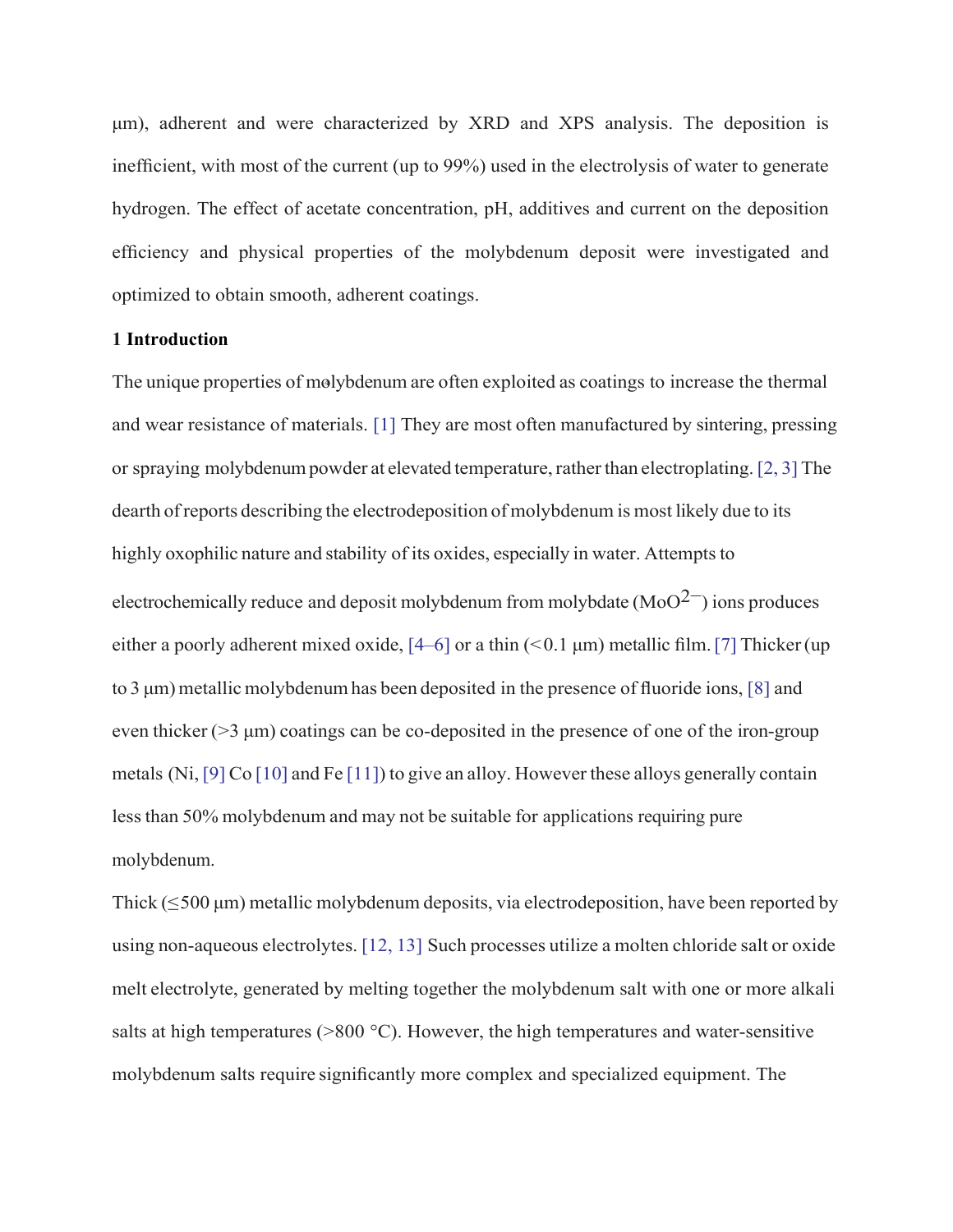μm), adherent and were characterized by XRD and XPS analysis. The deposition is inefficient, with most of the current (up to 99%) used in the electrolysis of water to generate hydrogen. The effect of acetate concentration, pH, additives and current on the deposition efficiency and physical properties of the molybdenum deposit were investigated and optimized to obtain smooth, adherent coatings.

## 1 Introduction

The unique properties of molybdenum are often exploited as coatings to increase the thermal and wear resistance of materials. [1] They are most often manufactured by sintering, pressing or spraying molybdenum powder at elevated temperature, rather than electroplating. [2, 3] The dearth of reports describing the electrodeposition of molybdenum is most likely due to its highly oxophilic nature and stability of its oxides, especially in water. Attempts to electrochemically reduce and deposit molybdenum from molybdate ($MoO^{2-}$) ions produces either a poorly adherent mixed oxide, [4–6] or a thin (<0.1 μm) metallic film. [7] Thicker (up to 3 μm) metallic molybdenum has been deposited in the presence of fluoride ions, [8] and even thicker (>3 μm) coatings can be co-deposited in the presence of one of the iron-group metals (Ni, [9] Co [10] and Fe [11]) to give an alloy. However these alloys generally contain less than 50% molybdenum and may not be suitable for applications requiring pure molybdenum.

Thick (≤500 μm) metallic molybdenum deposits, via electrodeposition, have been reported by using non-aqueous electrolytes. [12, 13] Such processes utilize a molten chloride salt or oxide melt electrolyte, generated by melting together the molybdenum salt with one or more alkali salts at high temperatures (>800 °C). However, the high temperatures and water-sensitive molybdenum salts require significantly more complex and specialized equipment. The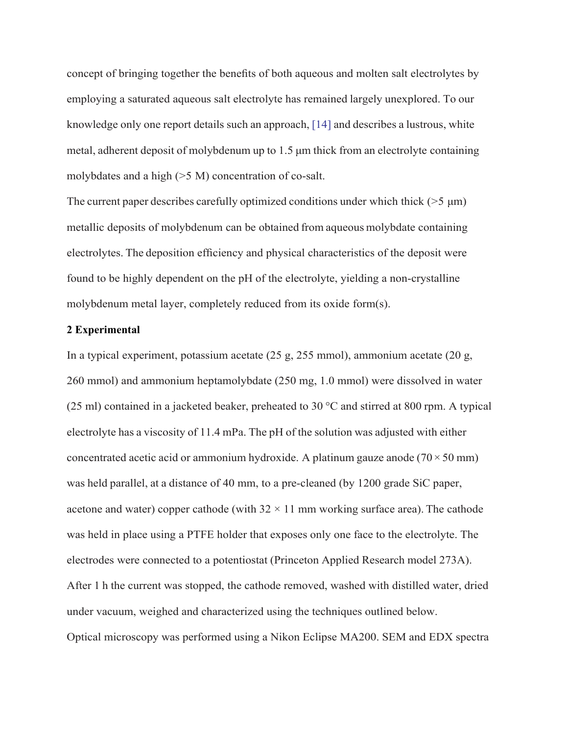concept of bringing together the benefits of both aqueous and molten salt electrolytes by employing a saturated aqueous salt electrolyte has remained largely unexplored. To our knowledge only one report details such an approach, [14] and describes a lustrous, white metal, adherent deposit of molybdenum up to 1.5 μm thick from an electrolyte containing molybdates and a high (>5 M) concentration of co-salt.

The current paper describes carefully optimized conditions under which thick (>5 μm) metallic deposits of molybdenum can be obtained from aqueous molybdate containing electrolytes. The deposition efficiency and physical characteristics of the deposit were found to be highly dependent on the pH of the electrolyte, yielding a non-crystalline molybdenum metal layer, completely reduced from its oxide form(s).

## 2 Experimental

In a typical experiment, potassium acetate (25 g, 255 mmol), ammonium acetate (20 g, 260 mmol) and ammonium heptamolybdate (250 mg, 1.0 mmol) were dissolved in water (25 ml) contained in a jacketed beaker, preheated to 30 °C and stirred at 800 rpm. A typical electrolyte has a viscosity of 11.4 mPa. The pH of the solution was adjusted with either concentrated acetic acid or ammonium hydroxide. A platinum gauze anode (70 × 50 mm) was held parallel, at a distance of 40 mm, to a pre-cleaned (by 1200 grade SiC paper, acetone and water) copper cathode (with 32 × 11 mm working surface area). The cathode was held in place using a PTFE holder that exposes only one face to the electrolyte. The electrodes were connected to a potentiostat (Princeton Applied Research model 273A). After 1 h the current was stopped, the cathode removed, washed with distilled water, dried under vacuum, weighed and characterized using the techniques outlined below.

Optical microscopy was performed using a Nikon Eclipse MA200. SEM and EDX spectra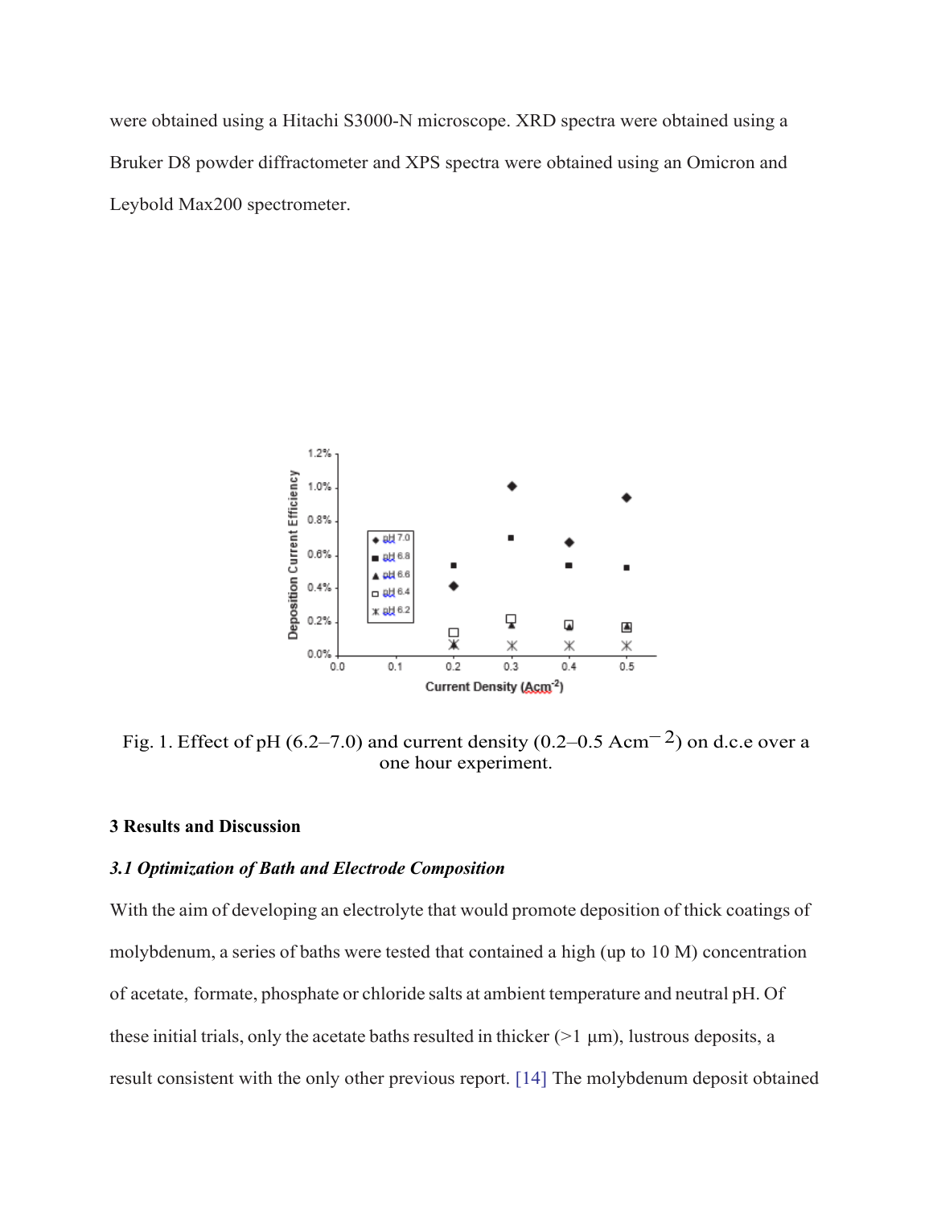were obtained using a Hitachi S3000-N microscope. XRD spectra were obtained using a Bruker D8 powder diffractometer and XPS spectra were obtained using an Omicron and Leybold Max200 spectrometer.

Fig. 1. Effect of pH (6.2–7.0) and current density (0.2–0.5 $Acm^{-2}$) on d.c.e over a one hour experiment.

## 3 Results and Discussion

### *3.1 Optimization of Bath and Electrode Composition*

With the aim of developing an electrolyte that would promote deposition of thick coatings of molybdenum, a series of baths were tested that contained a high (up to 10 M) concentration of acetate, formate, phosphate or chloride salts at ambient temperature and neutral pH. Of these initial trials, only the acetate baths resulted in thicker (>1 μm), lustrous deposits, a result consistent with the only other previous report. [14] The molybdenum deposit obtained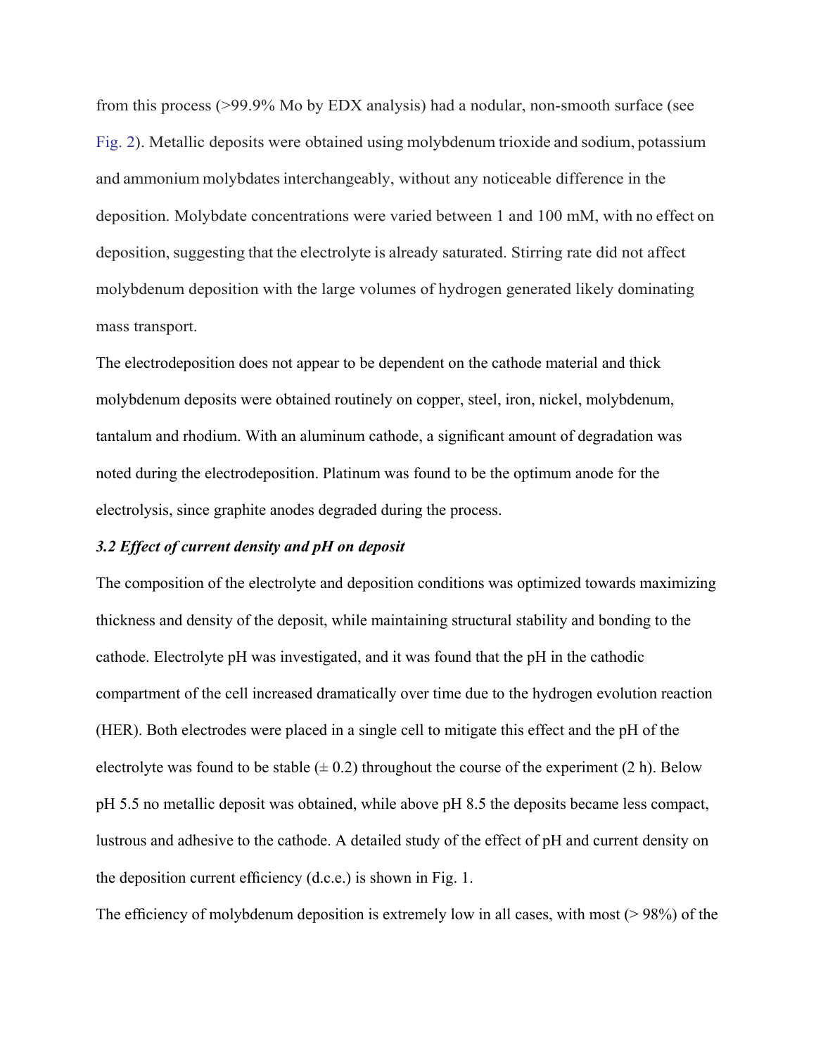from this process (>99.9% Mo by EDX analysis) had a nodular, non-smooth surface (see Fig. 2). Metallic deposits were obtained using molybdenum trioxide and sodium, potassium and ammonium molybdates interchangeably, without any noticeable difference in the deposition. Molybdate concentrations were varied between 1 and 100 mM, with no effect on deposition, suggesting that the electrolyte is already saturated. Stirring rate did not affect molybdenum deposition with the large volumes of hydrogen generated likely dominating mass transport.

The electrodeposition does not appear to be dependent on the cathode material and thick molybdenum deposits were obtained routinely on copper, steel, iron, nickel, molybdenum, tantalum and rhodium. With an aluminum cathode, a significant amount of degradation was noted during the electrodeposition. Platinum was found to be the optimum anode for the electrolysis, since graphite anodes degraded during the process.

### *3.2 Effect of current density and pH on deposit*

The composition of the electrolyte and deposition conditions was optimized towards maximizing thickness and density of the deposit, while maintaining structural stability and bonding to the cathode. Electrolyte pH was investigated, and it was found that the pH in the cathodic compartment of the cell increased dramatically over time due to the hydrogen evolution reaction (HER). Both electrodes were placed in a single cell to mitigate this effect and the pH of the electrolyte was found to be stable (± 0.2) throughout the course of the experiment (2 h). Below pH 5.5 no metallic deposit was obtained, while above pH 8.5 the deposits became less compact, lustrous and adhesive to the cathode. A detailed study of the effect of pH and current density on the deposition current efficiency (d.c.e.) is shown in Fig. 1.

The efficiency of molybdenum deposition is extremely low in all cases, with most (> 98%) of the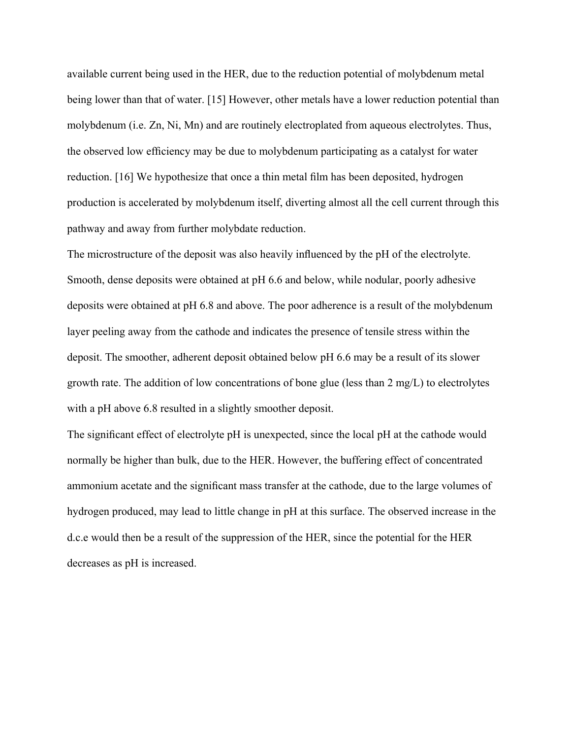available current being used in the HER, due to the reduction potential of molybdenum metal being lower than that of water. [15] However, other metals have a lower reduction potential than molybdenum (i.e. Zn, Ni, Mn) and are routinely electroplated from aqueous electrolytes. Thus, the observed low efficiency may be due to molybdenum participating as a catalyst for water reduction. [16] We hypothesize that once a thin metal film has been deposited, hydrogen production is accelerated by molybdenum itself, diverting almost all the cell current through this pathway and away from further molybdate reduction.

The microstructure of the deposit was also heavily influenced by the pH of the electrolyte. Smooth, dense deposits were obtained at pH 6.6 and below, while nodular, poorly adhesive deposits were obtained at pH 6.8 and above. The poor adherence is a result of the molybdenum layer peeling away from the cathode and indicates the presence of tensile stress within the deposit. The smoother, adherent deposit obtained below pH 6.6 may be a result of its slower growth rate. The addition of low concentrations of bone glue (less than 2 mg/L) to electrolytes with a pH above 6.8 resulted in a slightly smoother deposit.

The significant effect of electrolyte pH is unexpected, since the local pH at the cathode would normally be higher than bulk, due to the HER. However, the buffering effect of concentrated ammonium acetate and the significant mass transfer at the cathode, due to the large volumes of hydrogen produced, may lead to little change in pH at this surface. The observed increase in the d.c.e would then be a result of the suppression of the HER, since the potential for the HER decreases as pH is increased.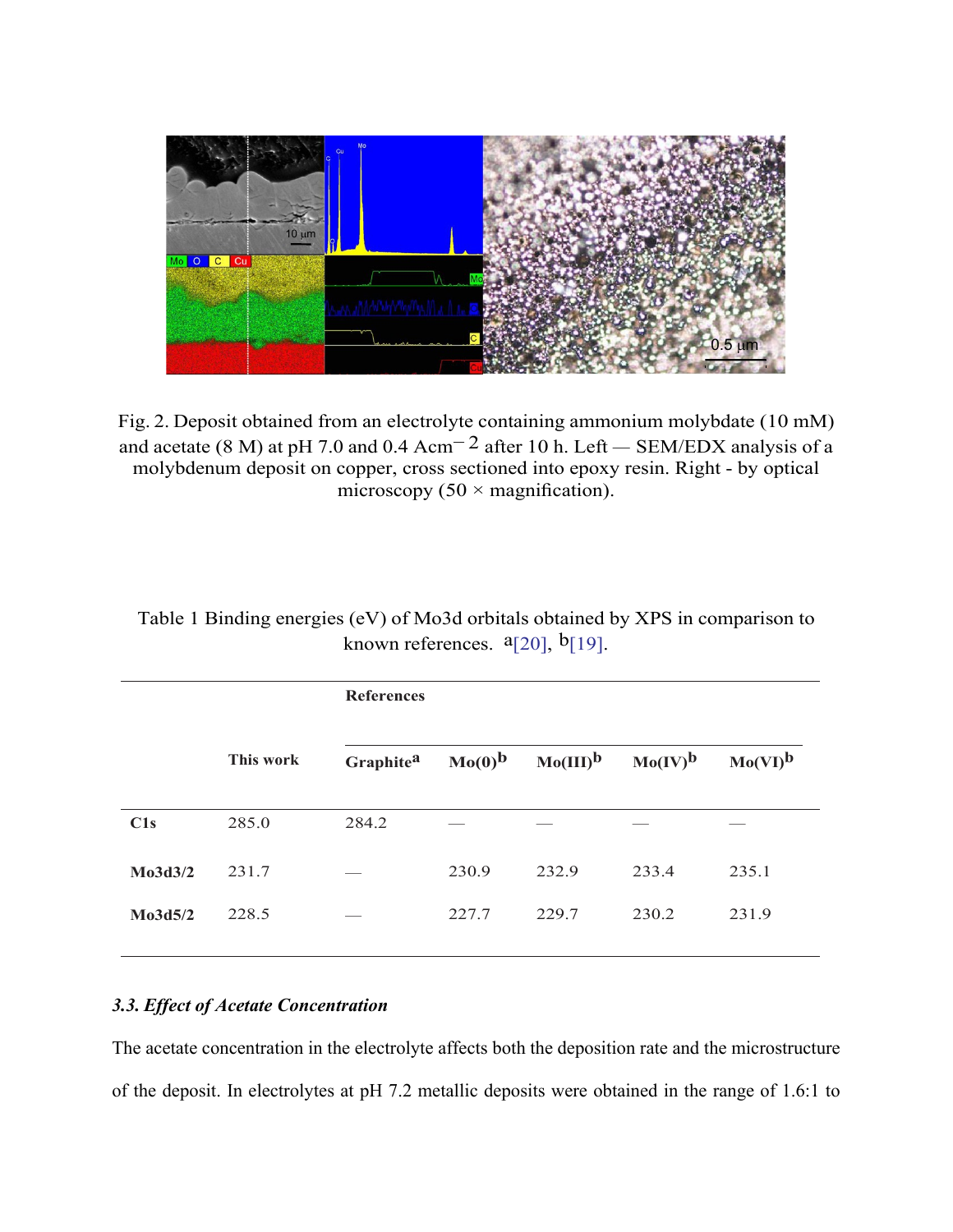Fig. 2. Deposit obtained from an electrolyte containing ammonium molybdate (10 mM) and acetate (8 M) at pH 7.0 and 0.4 $Acm^{-2}$ after 10 h. Left — SEM/EDX analysis of a molybdenum deposit on copper, cross sectioned into epoxy resin. Right - by optical microscopy (50 × magnification).

Table 1 Binding energies (eV) of Mo3d orbitals obtained by XPS in comparison to known references. [a][20], [b][19].

| | This work | References | | | | |
|---|---|---|---|---|---|---|
| | | Graphite[a] | Mo(0)[b] | Mo(III)[b] | Mo(IV)[b] | Mo(VI)[b] |
| **C1s** | 285.0 | 284.2 | — | — | — | — |
| **Mo3d3/2** | 231.7 | — | 230.9 | 232.9 | 233.4 | 235.1 |
| **Mo3d5/2** | 228.5 | — | 227.7 | 229.7 | 230.2 | 231.9 |

### *3.3. Effect of Acetate Concentration*

The acetate concentration in the electrolyte affects both the deposition rate and the microstructure of the deposit. In electrolytes at pH 7.2 metallic deposits were obtained in the range of 1.6:1 to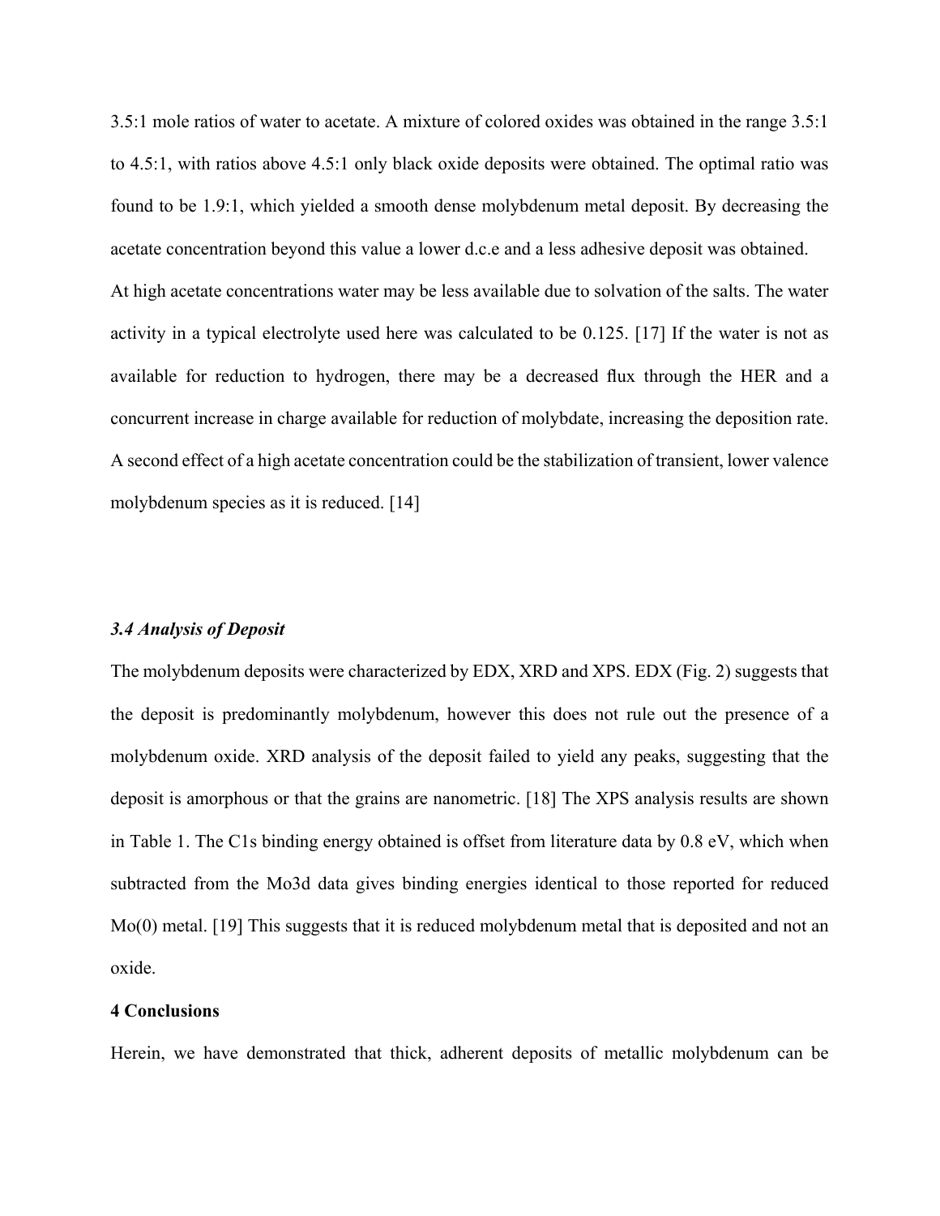3.5:1 mole ratios of water to acetate. A mixture of colored oxides was obtained in the range 3.5:1 to 4.5:1, with ratios above 4.5:1 only black oxide deposits were obtained. The optimal ratio was found to be 1.9:1, which yielded a smooth dense molybdenum metal deposit. By decreasing the acetate concentration beyond this value a lower d.c.e and a less adhesive deposit was obtained.

At high acetate concentrations water may be less available due to solvation of the salts. The water activity in a typical electrolyte used here was calculated to be 0.125. [17] If the water is not as available for reduction to hydrogen, there may be a decreased flux through the HER and a concurrent increase in charge available for reduction of molybdate, increasing the deposition rate. A second effect of a high acetate concentration could be the stabilization of transient, lower valence molybdenum species as it is reduced. [14]

### *3.4 Analysis of Deposit*

The molybdenum deposits were characterized by EDX, XRD and XPS. EDX (Fig. 2) suggests that the deposit is predominantly molybdenum, however this does not rule out the presence of a molybdenum oxide. XRD analysis of the deposit failed to yield any peaks, suggesting that the deposit is amorphous or that the grains are nanometric. [18] The XPS analysis results are shown in Table 1. The C1s binding energy obtained is offset from literature data by 0.8 eV, which when subtracted from the Mo3d data gives binding energies identical to those reported for reduced Mo(0) metal. [19] This suggests that it is reduced molybdenum metal that is deposited and not an oxide.

## 4 Conclusions

Herein, we have demonstrated that thick, adherent deposits of metallic molybdenum can be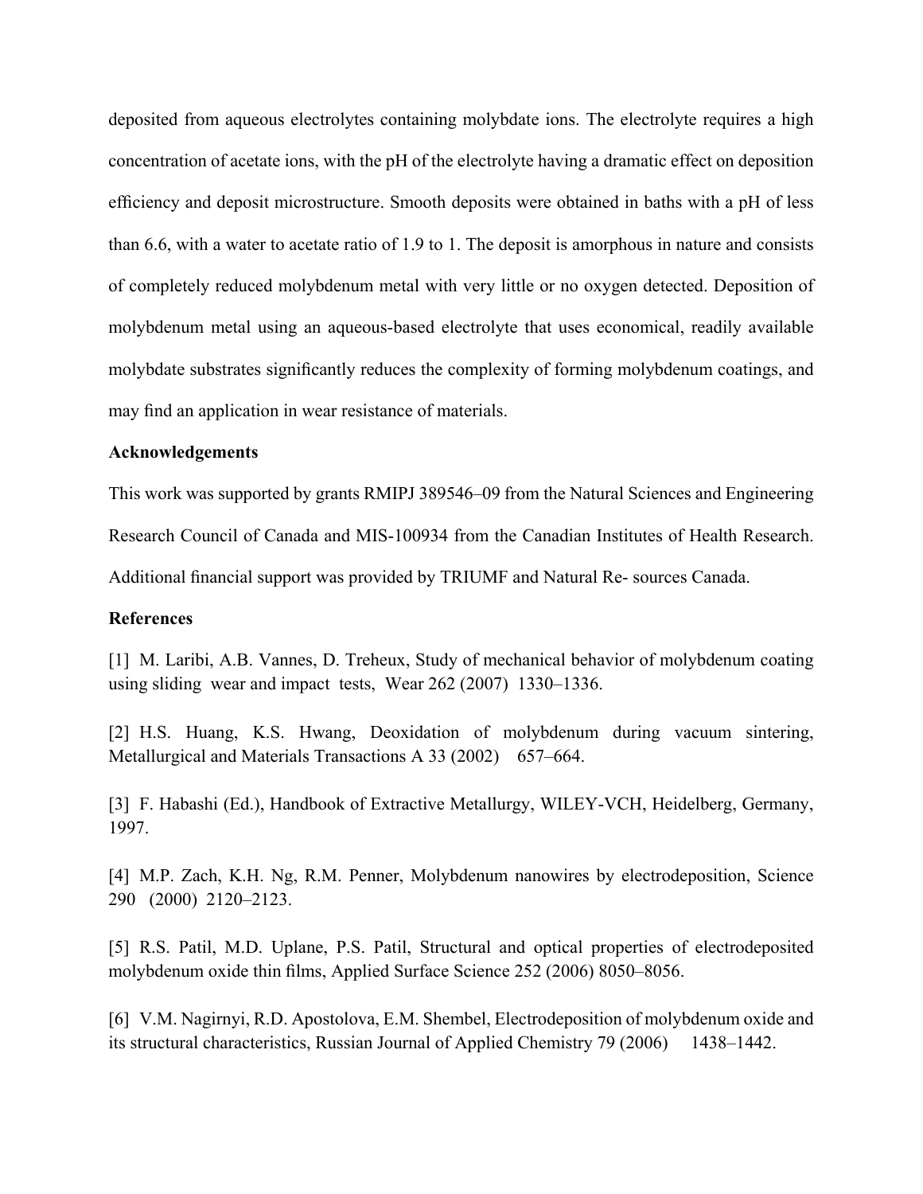deposited from aqueous electrolytes containing molybdate ions. The electrolyte requires a high concentration of acetate ions, with the pH of the electrolyte having a dramatic effect on deposition efficiency and deposit microstructure. Smooth deposits were obtained in baths with a pH of less than 6.6, with a water to acetate ratio of 1.9 to 1. The deposit is amorphous in nature and consists of completely reduced molybdenum metal with very little or no oxygen detected. Deposition of molybdenum metal using an aqueous-based electrolyte that uses economical, readily available molybdate substrates significantly reduces the complexity of forming molybdenum coatings, and may find an application in wear resistance of materials.

**Acknowledgements**

This work was supported by grants RMIPJ 389546–09 from the Natural Sciences and Engineering Research Council of Canada and MIS-100934 from the Canadian Institutes of Health Research. Additional financial support was provided by TRIUMF and Natural Re- sources Canada.

**References**

[1] M. Laribi, A.B. Vannes, D. Treheux, Study of mechanical behavior of molybdenum coating using sliding wear and impact tests, Wear 262 (2007) 1330–1336.

[2] H.S. Huang, K.S. Hwang, Deoxidation of molybdenum during vacuum sintering, Metallurgical and Materials Transactions A 33 (2002) 657–664.

[3] F. Habashi (Ed.), Handbook of Extractive Metallurgy, WILEY-VCH, Heidelberg, Germany, 1997.

[4] M.P. Zach, K.H. Ng, R.M. Penner, Molybdenum nanowires by electrodeposition, Science 290 (2000) 2120–2123.

[5] R.S. Patil, M.D. Uplane, P.S. Patil, Structural and optical properties of electrodeposited molybdenum oxide thin films, Applied Surface Science 252 (2006) 8050–8056.

[6] V.M. Nagirnyi, R.D. Apostolova, E.M. Shembel, Electrodeposition of molybdenum oxide and its structural characteristics, Russian Journal of Applied Chemistry 79 (2006) 1438–1442.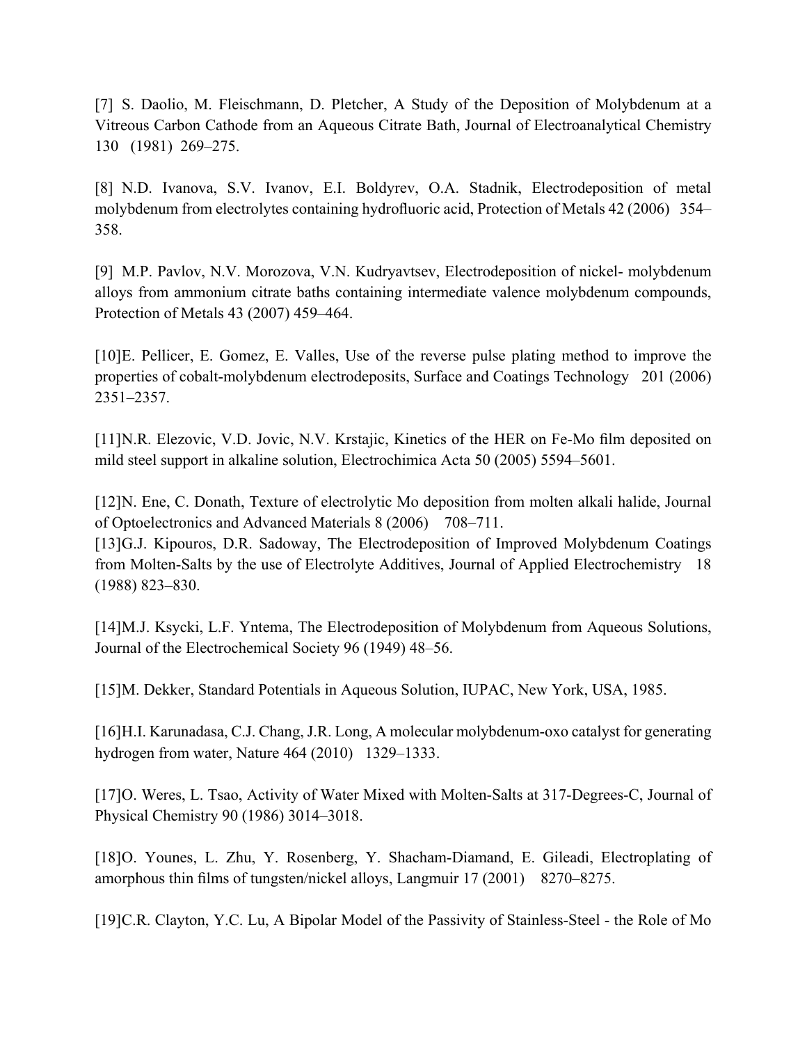[7] S. Daolio, M. Fleischmann, D. Pletcher, A Study of the Deposition of Molybdenum at a Vitreous Carbon Cathode from an Aqueous Citrate Bath, Journal of Electroanalytical Chemistry 130 (1981) 269–275.

[8] N.D. Ivanova, S.V. Ivanov, E.I. Boldyrev, O.A. Stadnik, Electrodeposition of metal molybdenum from electrolytes containing hydrofluoric acid, Protection of Metals 42 (2006) 354–358.

[9] M.P. Pavlov, N.V. Morozova, V.N. Kudryavtsev, Electrodeposition of nickel- molybdenum alloys from ammonium citrate baths containing intermediate valence molybdenum compounds, Protection of Metals 43 (2007) 459–464.

[10] E. Pellicer, E. Gomez, E. Valles, Use of the reverse pulse plating method to improve the properties of cobalt-molybdenum electrodeposits, Surface and Coatings Technology 201 (2006) 2351–2357.

[11] N.R. Elezovic, V.D. Jovic, N.V. Krstajic, Kinetics of the HER on Fe-Mo film deposited on mild steel support in alkaline solution, Electrochimica Acta 50 (2005) 5594–5601.

[12] N. Ene, C. Donath, Texture of electrolytic Mo deposition from molten alkali halide, Journal of Optoelectronics and Advanced Materials 8 (2006) 708–711.

[13] G.J. Kipouros, D.R. Sadoway, The Electrodeposition of Improved Molybdenum Coatings from Molten-Salts by the use of Electrolyte Additives, Journal of Applied Electrochemistry 18 (1988) 823–830.

[14] M.J. Ksycki, L.F. Yntema, The Electrodeposition of Molybdenum from Aqueous Solutions, Journal of the Electrochemical Society 96 (1949) 48–56.

[15] M. Dekker, Standard Potentials in Aqueous Solution, IUPAC, New York, USA, 1985.

[16] H.I. Karunadasa, C.J. Chang, J.R. Long, A molecular molybdenum-oxo catalyst for generating hydrogen from water, Nature 464 (2010) 1329–1333.

[17] O. Weres, L. Tsao, Activity of Water Mixed with Molten-Salts at 317-Degrees-C, Journal of Physical Chemistry 90 (1986) 3014–3018.

[18] O. Younes, L. Zhu, Y. Rosenberg, Y. Shacham-Diamand, E. Gileadi, Electroplating of amorphous thin films of tungsten/nickel alloys, Langmuir 17 (2001) 8270–8275.

[19] C.R. Clayton, Y.C. Lu, A Bipolar Model of the Passivity of Stainless-Steel - the Role of Mo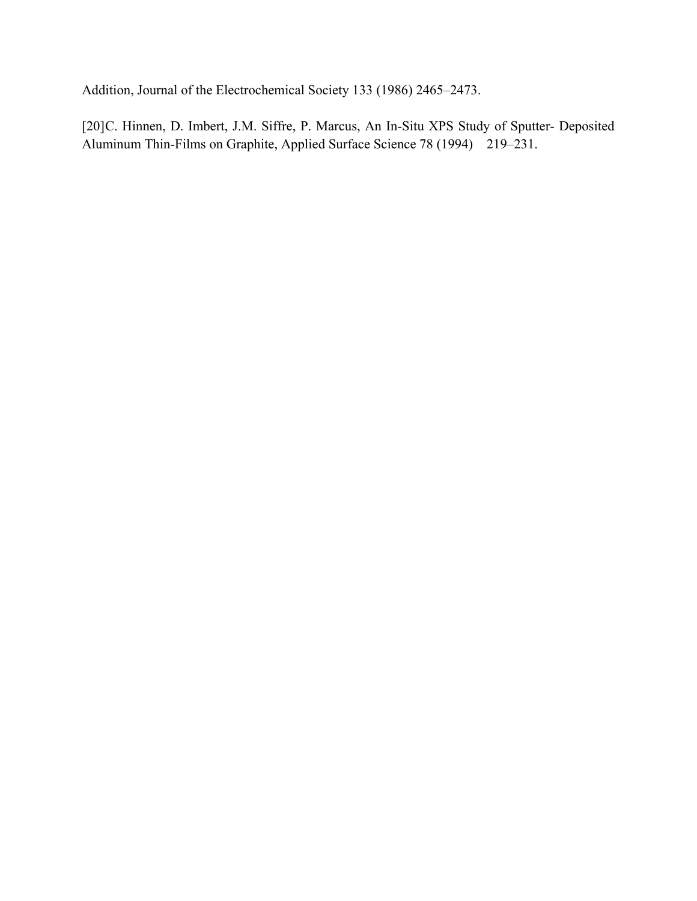Addition, Journal of the Electrochemical Society 133 (1986) 2465–2473.

[20]C. Hinnen, D. Imbert, J.M. Siffre, P. Marcus, An In-Situ XPS Study of Sputter- Deposited Aluminum Thin-Films on Graphite, Applied Surface Science 78 (1994) 219–231.